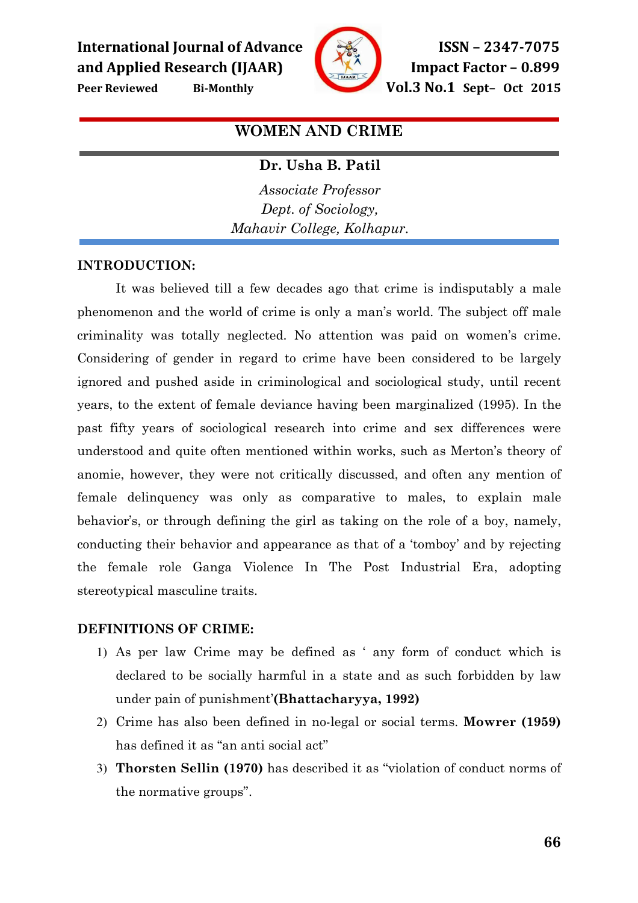# WOMEN AND CRIME

**Dr. Usha B. Patil**

*Associate Professor*
*Dept. of Sociology,*
*Mahavir College, Kolhapur.*

## INTRODUCTION:

It was believed till a few decades ago that crime is indisputably a male phenomenon and the world of crime is only a man's world. The subject off male criminality was totally neglected. No attention was paid on women's crime. Considering of gender in regard to crime have been considered to be largely ignored and pushed aside in criminological and sociological study, until recent years, to the extent of female deviance having been marginalized (1995). In the past fifty years of sociological research into crime and sex differences were understood and quite often mentioned within works, such as Merton's theory of anomie, however, they were not critically discussed, and often any mention of female delinquency was only as comparative to males, to explain male behavior's, or through defining the girl as taking on the role of a boy, namely, conducting their behavior and appearance as that of a 'tomboy' and by rejecting the female role Ganga Violence In The Post Industrial Era, adopting stereotypical masculine traits.

## DEFINITIONS OF CRIME:

1) As per law Crime may be defined as ' any form of conduct which is declared to be socially harmful in a state and as such forbidden by law under pain of punishment'**(Bhattacharyya, 1992)**
2) Crime has also been defined in no-legal or social terms. **Mowrer (1959)** has defined it as "an anti social act"
3) **Thorsten Sellin (1970)** has described it as "violation of conduct norms of the normative groups".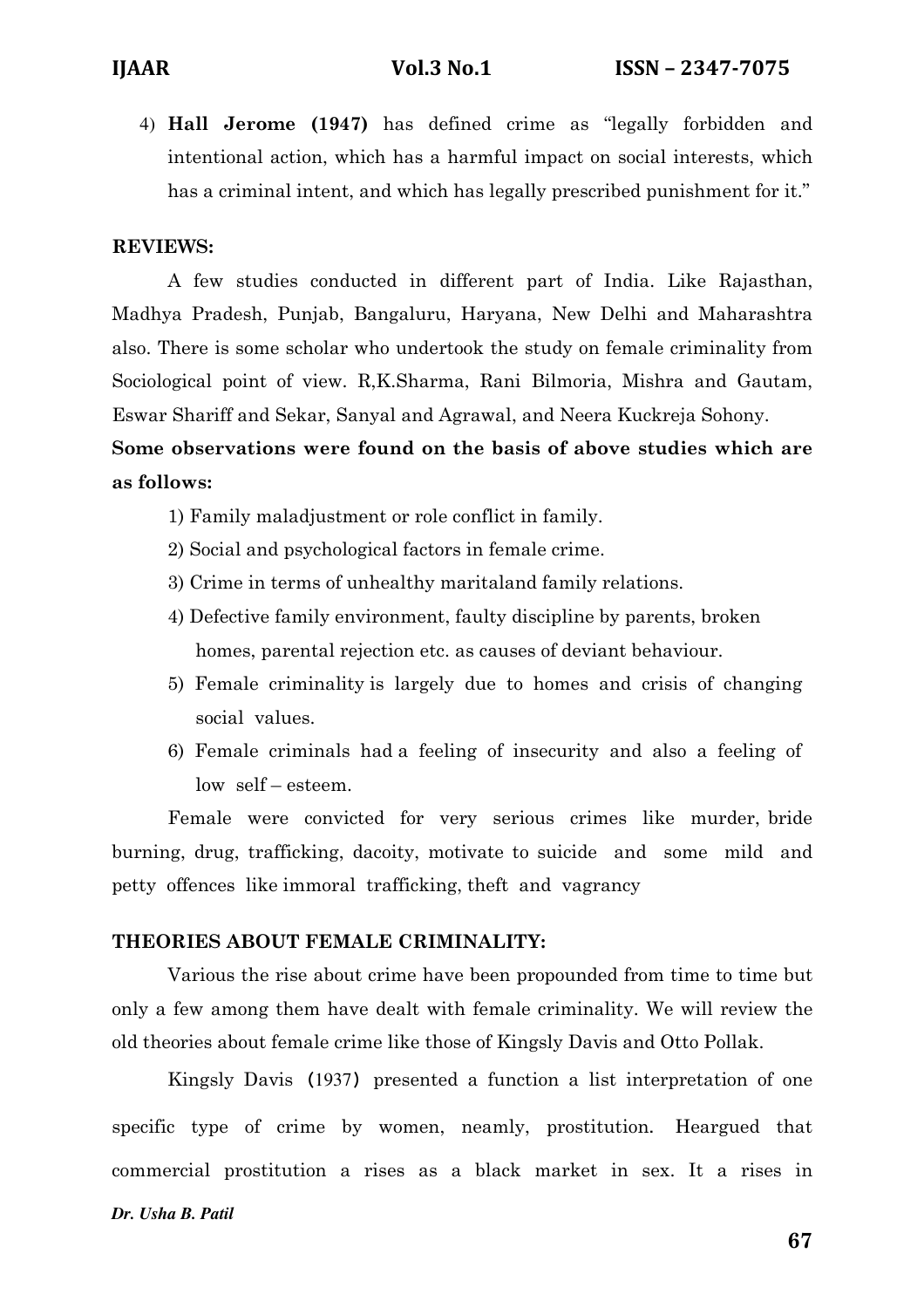4) **Hall Jerome (1947)** has defined crime as "legally forbidden and intentional action, which has a harmful impact on social interests, which has a criminal intent, and which has legally prescribed punishment for it."

**REVIEWS:**

A few studies conducted in different part of India. Like Rajasthan, Madhya Pradesh, Punjab, Bangaluru, Haryana, New Delhi and Maharashtra also. There is some scholar who undertook the study on female criminality from Sociological point of view. R,K.Sharma, Rani Bilmoria, Mishra and Gautam, Eswar Shariff and Sekar, Sanyal and Agrawal, and Neera Kuckreja Sohony.

**Some observations were found on the basis of above studies which are as follows:**

1) Family maladjustment or role conflict in family.
2) Social and psychological factors in female crime.
3) Crime in terms of unhealthy maritaland family relations.
4) Defective family environment, faulty discipline by parents, broken homes, parental rejection etc. as causes of deviant behaviour.
5) Female criminality is largely due to homes and crisis of changing social values.
6) Female criminals had a feeling of insecurity and also a feeling of low self – esteem.

Female were convicted for very serious crimes like murder, bride burning, drug, trafficking, dacoity, motivate to suicide and some mild and petty offences like immoral trafficking, theft and vagrancy

**THEORIES ABOUT FEMALE CRIMINALITY:**

Various the rise about crime have been propounded from time to time but only a few among them have dealt with female criminality. We will review the old theories about female crime like those of Kingsly Davis and Otto Pollak.

Kingsly Davis (1937) presented a function a list interpretation of one specific type of crime by women, neamly, prostitution. Heargued that commercial prostitution a rises as a black market in sex. It a rises in

*Dr. Usha B. Patil*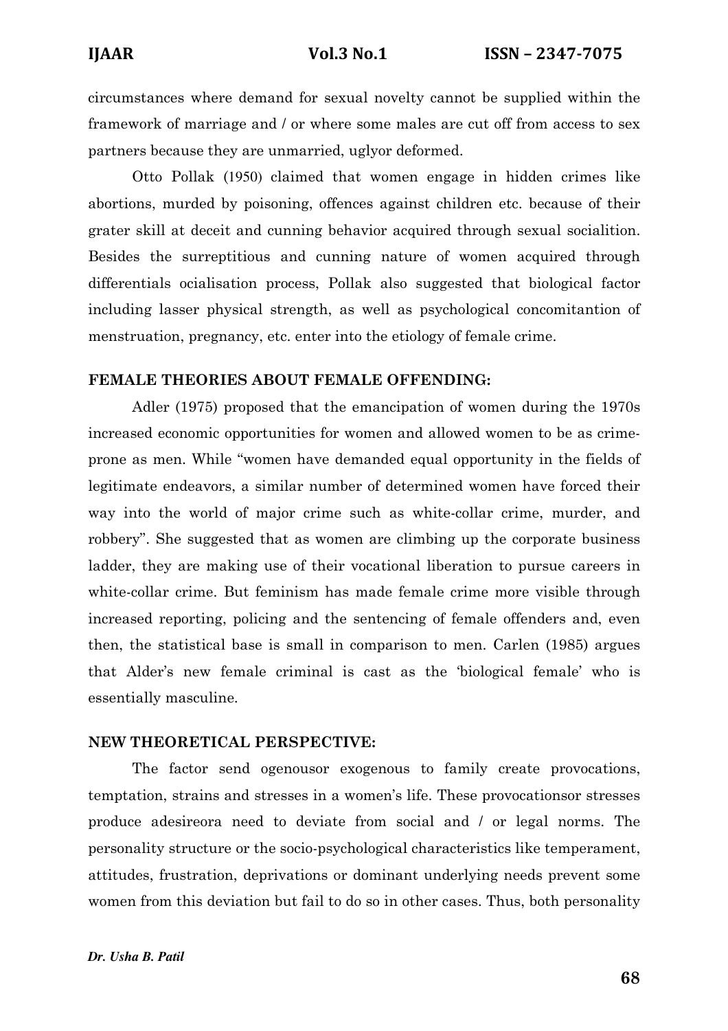circumstances where demand for sexual novelty cannot be supplied within the framework of marriage and / or where some males are cut off from access to sex partners because they are unmarried, uglyor deformed.

Otto Pollak (1950) claimed that women engage in hidden crimes like abortions, murded by poisoning, offences against children etc. because of their grater skill at deceit and cunning behavior acquired through sexual socialition. Besides the surreptitious and cunning nature of women acquired through differentials ocialisation process, Pollak also suggested that biological factor including lasser physical strength, as well as psychological concomitantion of menstruation, pregnancy, etc. enter into the etiology of female crime.

**FEMALE THEORIES ABOUT FEMALE OFFENDING:**

Adler (1975) proposed that the emancipation of women during the 1970s increased economic opportunities for women and allowed women to be as crime-prone as men. While "women have demanded equal opportunity in the fields of legitimate endeavors, a similar number of determined women have forced their way into the world of major crime such as white-collar crime, murder, and robbery". She suggested that as women are climbing up the corporate business ladder, they are making use of their vocational liberation to pursue careers in white-collar crime. But feminism has made female crime more visible through increased reporting, policing and the sentencing of female offenders and, even then, the statistical base is small in comparison to men. Carlen (1985) argues that Alder's new female criminal is cast as the 'biological female' who is essentially masculine.

**NEW THEORETICAL PERSPECTIVE:**

The factor send ogenousor exogenous to family create provocations, temptation, strains and stresses in a women's life. These provocationsor stresses produce adesireora need to deviate from social and / or legal norms. The personality structure or the socio-psychological characteristics like temperament, attitudes, frustration, deprivations or dominant underlying needs prevent some women from this deviation but fail to do so in other cases. Thus, both personality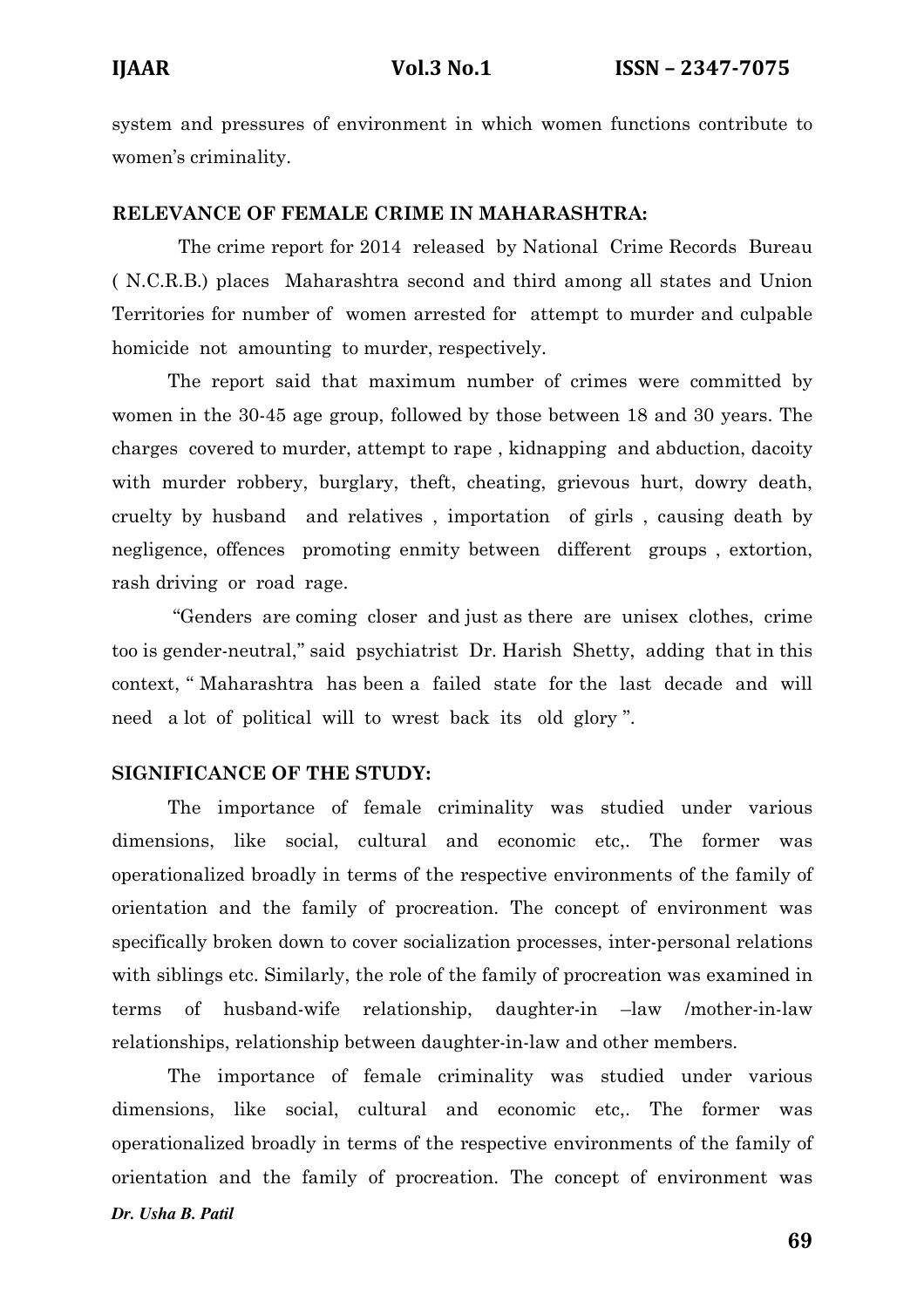system and pressures of environment in which women functions contribute to women's criminality.

**RELEVANCE OF FEMALE CRIME IN MAHARASHTRA:**

The crime report for 2014 released by National Crime Records Bureau ( N.C.R.B.) places Maharashtra second and third among all states and Union Territories for number of women arrested for attempt to murder and culpable homicide not amounting to murder, respectively.

The report said that maximum number of crimes were committed by women in the 30-45 age group, followed by those between 18 and 30 years. The charges covered to murder, attempt to rape , kidnapping and abduction, dacoity with murder robbery, burglary, theft, cheating, grievous hurt, dowry death, cruelty by husband and relatives , importation of girls , causing death by negligence, offences promoting enmity between different groups , extortion, rash driving or road rage.

"Genders are coming closer and just as there are unisex clothes, crime too is gender-neutral," said psychiatrist Dr. Harish Shetty, adding that in this context, " Maharashtra has been a failed state for the last decade and will need a lot of political will to wrest back its old glory ".

**SIGNIFICANCE OF THE STUDY:**

The importance of female criminality was studied under various dimensions, like social, cultural and economic etc,. The former was operationalized broadly in terms of the respective environments of the family of orientation and the family of procreation. The concept of environment was specifically broken down to cover socialization processes, inter-personal relations with siblings etc. Similarly, the role of the family of procreation was examined in terms of husband-wife relationship, daughter-in –law /mother-in-law relationships, relationship between daughter-in-law and other members.

The importance of female criminality was studied under various dimensions, like social, cultural and economic etc,. The former was operationalized broadly in terms of the respective environments of the family of orientation and the family of procreation. The concept of environment was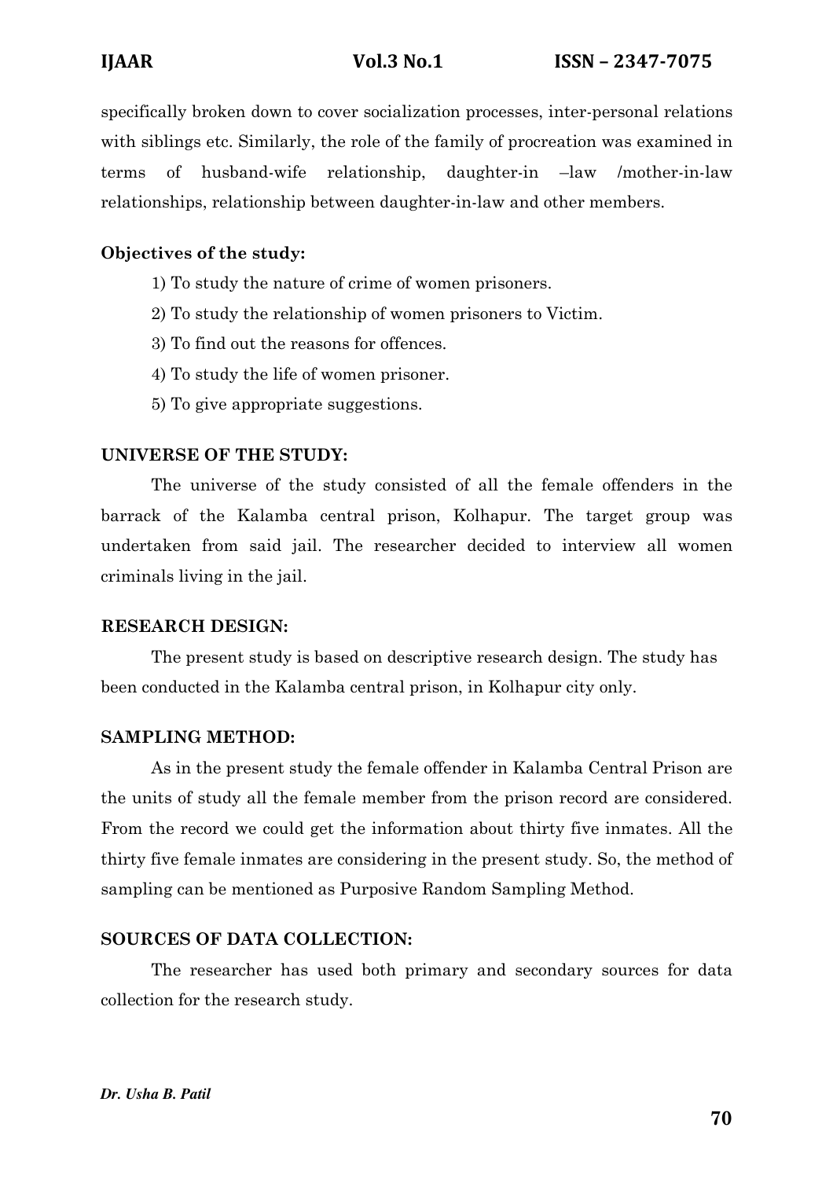specifically broken down to cover socialization processes, inter-personal relations with siblings etc. Similarly, the role of the family of procreation was examined in terms of husband-wife relationship, daughter-in –law /mother-in-law relationships, relationship between daughter-in-law and other members.

**Objectives of the study:**

1) To study the nature of crime of women prisoners.
2) To study the relationship of women prisoners to Victim.
3) To find out the reasons for offences.
4) To study the life of women prisoner.
5) To give appropriate suggestions.

**UNIVERSE OF THE STUDY:**

The universe of the study consisted of all the female offenders in the barrack of the Kalamba central prison, Kolhapur. The target group was undertaken from said jail. The researcher decided to interview all women criminals living in the jail.

**RESEARCH DESIGN:**

The present study is based on descriptive research design. The study has been conducted in the Kalamba central prison, in Kolhapur city only.

**SAMPLING METHOD:**

As in the present study the female offender in Kalamba Central Prison are the units of study all the female member from the prison record are considered. From the record we could get the information about thirty five inmates. All the thirty five female inmates are considering in the present study. So, the method of sampling can be mentioned as Purposive Random Sampling Method.

**SOURCES OF DATA COLLECTION:**

The researcher has used both primary and secondary sources for data collection for the research study.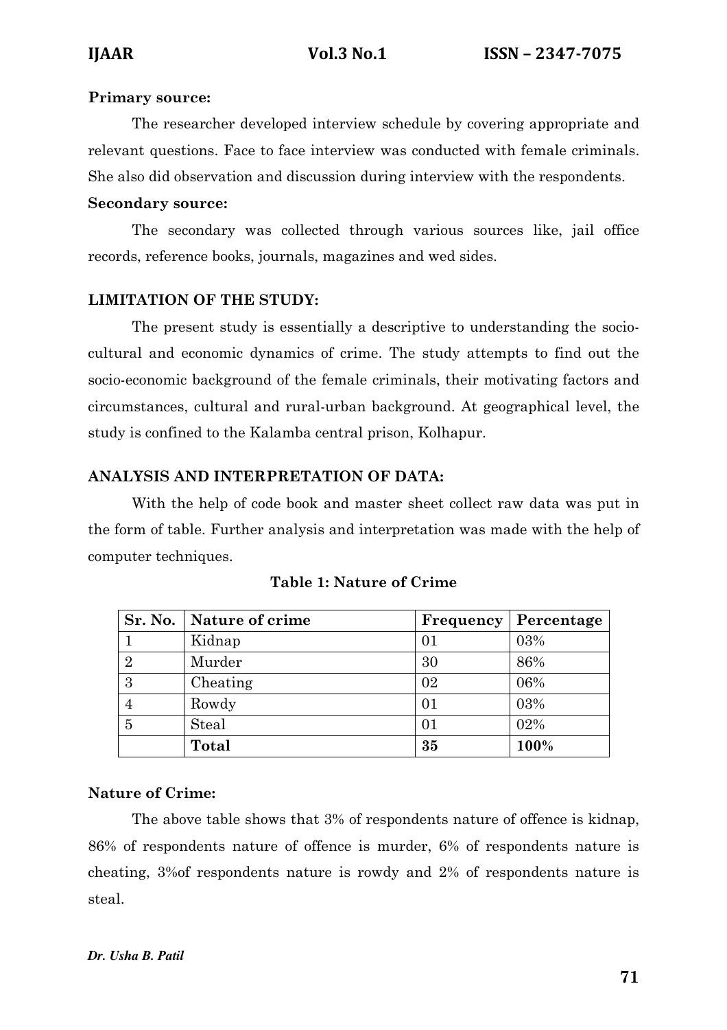**Primary source:**

The researcher developed interview schedule by covering appropriate and relevant questions. Face to face interview was conducted with female criminals. She also did observation and discussion during interview with the respondents.

**Secondary source:**

The secondary was collected through various sources like, jail office records, reference books, journals, magazines and wed sides.

## LIMITATION OF THE STUDY:

The present study is essentially a descriptive to understanding the socio-cultural and economic dynamics of crime. The study attempts to find out the socio-economic background of the female criminals, their motivating factors and circumstances, cultural and rural-urban background. At geographical level, the study is confined to the Kalamba central prison, Kolhapur.

## ANALYSIS AND INTERPRETATION OF DATA:

With the help of code book and master sheet collect raw data was put in the form of table. Further analysis and interpretation was made with the help of computer techniques.

**Table 1: Nature of Crime**

| Sr. No. | Nature of crime | Frequency | Percentage |
|---|---|---|---|
| 1 | Kidnap | 01 | 03% |
| 2 | Murder | 30 | 86% |
| 3 | Cheating | 02 | 06% |
| 4 | Rowdy | 01 | 03% |
| 5 | Steal | 01 | 02% |
| | **Total** | **35** | **100%** |

**Nature of Crime:**

The above table shows that 3% of respondents nature of offence is kidnap, 86% of respondents nature of offence is murder, 6% of respondents nature is cheating, 3%of respondents nature is rowdy and 2% of respondents nature is steal.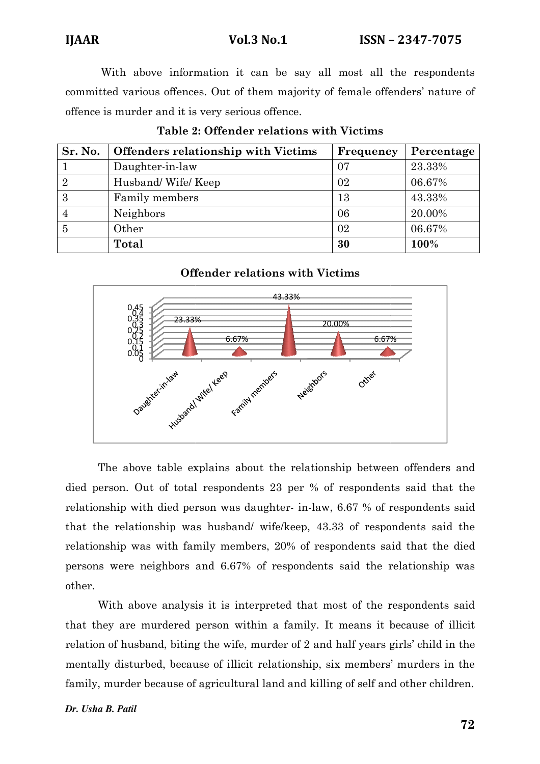With above information it can be say all most all the respondents committed various offences. Out of them majority of female offenders' nature of offence is murder and it is very serious offence.

**Table 2: Offender relations with Victims**

| Sr. No. | Offenders relationship with Victims | Frequency | Percentage |
|---|---|---|---|
| 1 | Daughter-in-law | 07 | 23.33% |
| 2 | Husband/ Wife/ Keep | 02 | 06.67% |
| 3 | Family members | 13 | 43.33% |
| 4 | Neighbors | 06 | 20.00% |
| 5 | Other | 02 | 06.67% |
| | **Total** | **30** | **100%** |

**Offender relations with Victims**

The above table explains about the relationship between offenders and died person. Out of total respondents 23 per % of respondents said that the relationship with died person was daughter- in-law, 6.67 % of respondents said that the relationship was husband/ wife/keep, 43.33 of respondents said the relationship was with family members, 20% of respondents said that the died persons were neighbors and 6.67% of respondents said the relationship was other.

With above analysis it is interpreted that most of the respondents said that they are murdered person within a family. It means it because of illicit relation of husband, biting the wife, murder of 2 and half years girls' child in the mentally disturbed, because of illicit relationship, six members' murders in the family, murder because of agricultural land and killing of self and other children.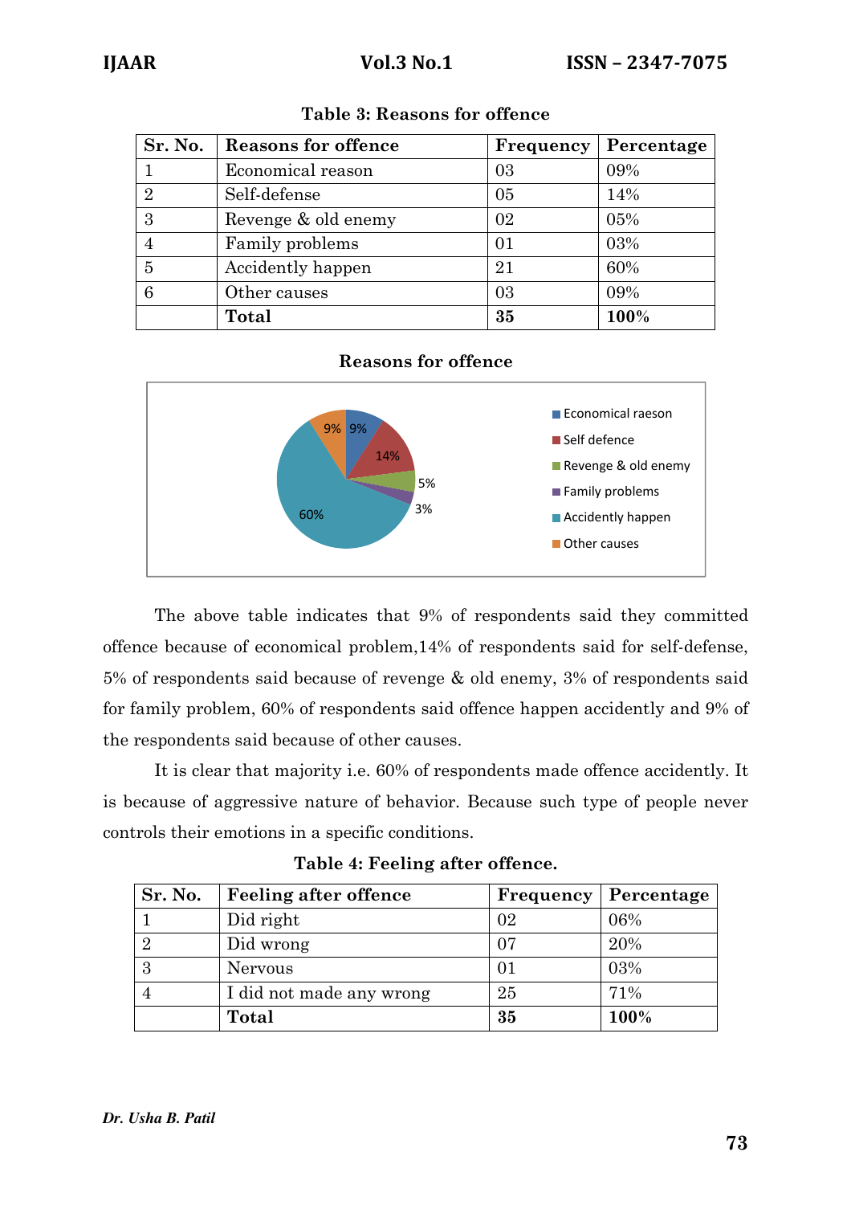**Table 3: Reasons for offence**

| Sr. No. | Reasons for offence | Frequency | Percentage |
|---|---|---|---|
| 1 | Economical reason | 03 | 09% |
| 2 | Self-defense | 05 | 14% |
| 3 | Revenge & old enemy | 02 | 05% |
| 4 | Family problems | 01 | 03% |
| 5 | Accidently happen | 21 | 60% |
| 6 | Other causes | 03 | 09% |
| | **Total** | **35** | **100%** |

**Reasons for offence**

The above table indicates that 9% of respondents said they committed offence because of economical problem,14% of respondents said for self-defense, 5% of respondents said because of revenge & old enemy, 3% of respondents said for family problem, 60% of respondents said offence happen accidently and 9% of the respondents said because of other causes.

It is clear that majority i.e. 60% of respondents made offence accidently. It is because of aggressive nature of behavior. Because such type of people never controls their emotions in a specific conditions.

**Table 4: Feeling after offence.**

| Sr. No. | Feeling after offence | Frequency | Percentage |
|---|---|---|---|
| 1 | Did right | 02 | 06% |
| 2 | Did wrong | 07 | 20% |
| 3 | Nervous | 01 | 03% |
| 4 | I did not made any wrong | 25 | 71% |
| | **Total** | **35** | **100%** |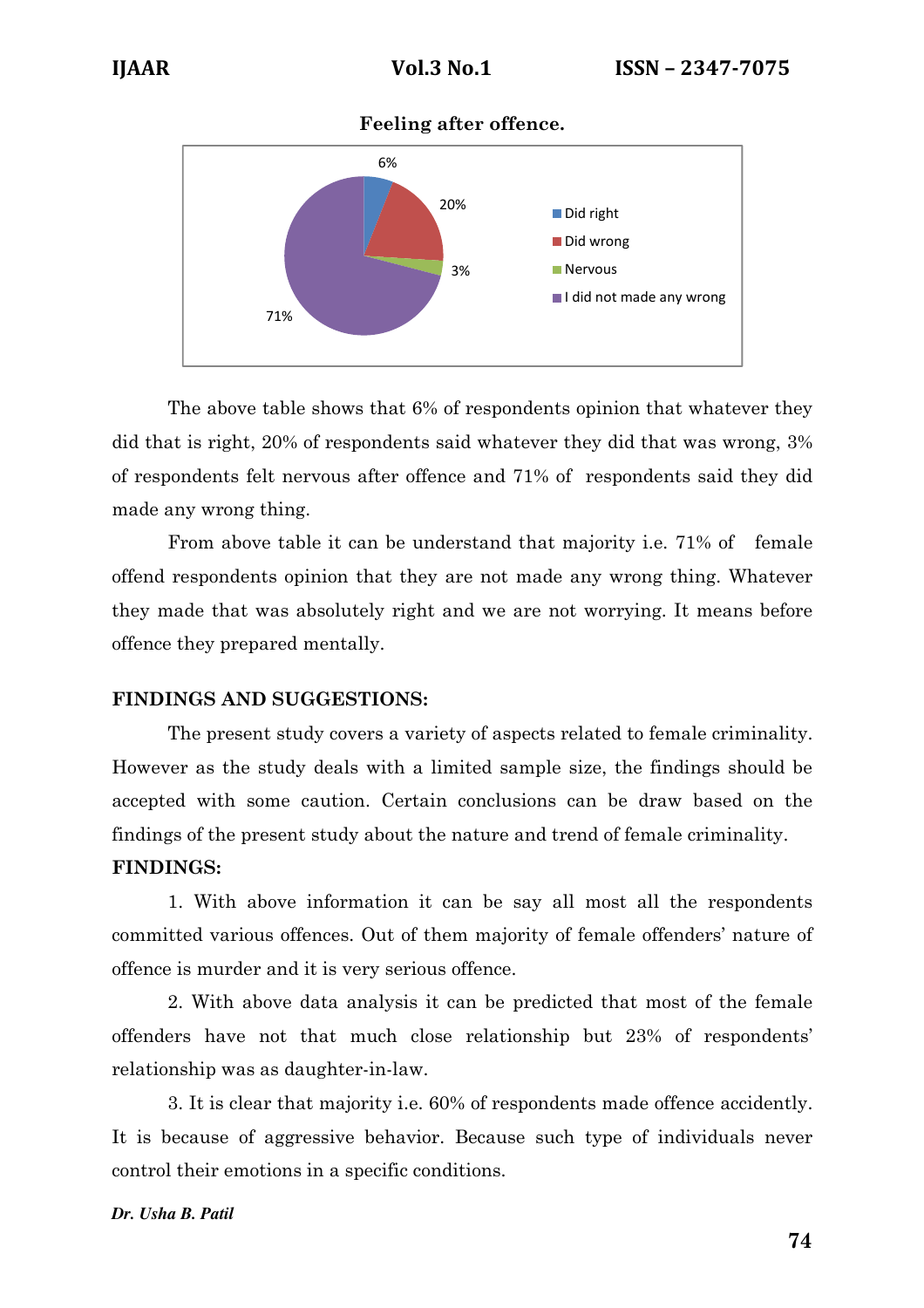**Feeling after offence.**

The above table shows that 6% of respondents opinion that whatever they did that is right, 20% of respondents said whatever they did that was wrong, 3% of respondents felt nervous after offence and 71% of respondents said they did made any wrong thing.

From above table it can be understand that majority i.e. 71% of female offend respondents opinion that they are not made any wrong thing. Whatever they made that was absolutely right and we are not worrying. It means before offence they prepared mentally.

## FINDINGS AND SUGGESTIONS:

The present study covers a variety of aspects related to female criminality. However as the study deals with a limited sample size, the findings should be accepted with some caution. Certain conclusions can be draw based on the findings of the present study about the nature and trend of female criminality.

### FINDINGS:

1. With above information it can be say all most all the respondents committed various offences. Out of them majority of female offenders' nature of offence is murder and it is very serious offence.

2. With above data analysis it can be predicted that most of the female offenders have not that much close relationship but 23% of respondents' relationship was as daughter-in-law.

3. It is clear that majority i.e. 60% of respondents made offence accidently. It is because of aggressive behavior. Because such type of individuals never control their emotions in a specific conditions.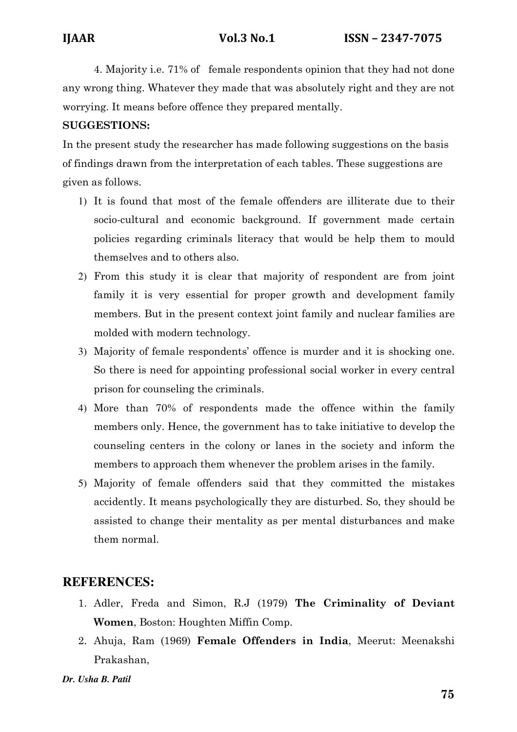4. Majority i.e. 71% of female respondents opinion that they had not done any wrong thing. Whatever they made that was absolutely right and they are not worrying. It means before offence they prepared mentally.

**SUGGESTIONS:**

In the present study the researcher has made following suggestions on the basis of findings drawn from the interpretation of each tables. These suggestions are given as follows.

1) It is found that most of the female offenders are illiterate due to their socio-cultural and economic background. If government made certain policies regarding criminals literacy that would be help them to mould themselves and to others also.
2) From this study it is clear that majority of respondent are from joint family it is very essential for proper growth and development family members. But in the present context joint family and nuclear families are molded with modern technology.
3) Majority of female respondents' offence is murder and it is shocking one. So there is need for appointing professional social worker in every central prison for counseling the criminals.
4) More than 70% of respondents made the offence within the family members only. Hence, the government has to take initiative to develop the counseling centers in the colony or lanes in the society and inform the members to approach them whenever the problem arises in the family.
5) Majority of female offenders said that they committed the mistakes accidently. It means psychologically they are disturbed. So, they should be assisted to change their mentality as per mental disturbances and make them normal.

## REFERENCES:

1. Adler, Freda and Simon, R.J (1979) **The Criminality of Deviant Women**, Boston: Houghten Miffin Comp.
2. Ahuja, Ram (1969) **Female Offenders in India**, Meerut: Meenakshi Prakashan,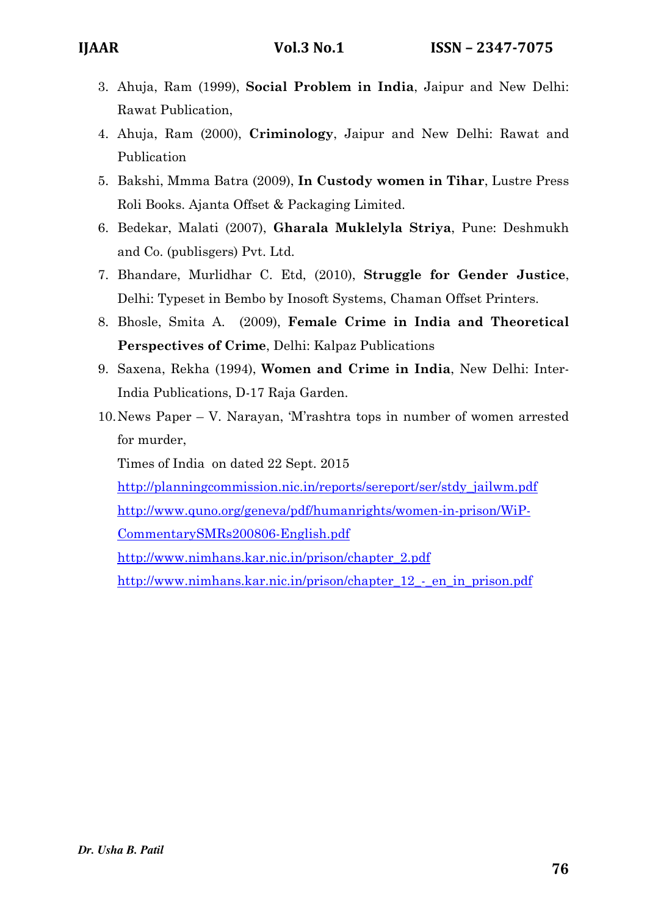3. Ahuja, Ram (1999), **Social Problem in India**, Jaipur and New Delhi: Rawat Publication,
4. Ahuja, Ram (2000), **Criminology**, Jaipur and New Delhi: Rawat and Publication
5. Bakshi, Mmma Batra (2009), **In Custody women in Tihar**, Lustre Press Roli Books. Ajanta Offset & Packaging Limited.
6. Bedekar, Malati (2007), **Gharala Muklelyla Striya**, Pune: Deshmukh and Co. (publisgers) Pvt. Ltd.
7. Bhandare, Murlidhar C. Etd, (2010), **Struggle for Gender Justice**, Delhi: Typeset in Bembo by Inosoft Systems, Chaman Offset Printers.
8. Bhosle, Smita A. (2009), **Female Crime in India and Theoretical Perspectives of Crime**, Delhi: Kalpaz Publications
9. Saxena, Rekha (1994), **Women and Crime in India**, New Delhi: Inter-India Publications, D-17 Raja Garden.
10. News Paper – V. Narayan, 'M'rashtra tops in number of women arrested for murder,

    Times of India on dated 22 Sept. 2015

    http://planningcommission.nic.in/reports/sereport/ser/stdy_jailwm.pdf

    http://www.quno.org/geneva/pdf/humanrights/women-in-prison/WiP-CommentarySMRs200806-English.pdf

    http://www.nimhans.kar.nic.in/prison/chapter_2.pdf

    http://www.nimhans.kar.nic.in/prison/chapter_12_-_en_in_prison.pdf